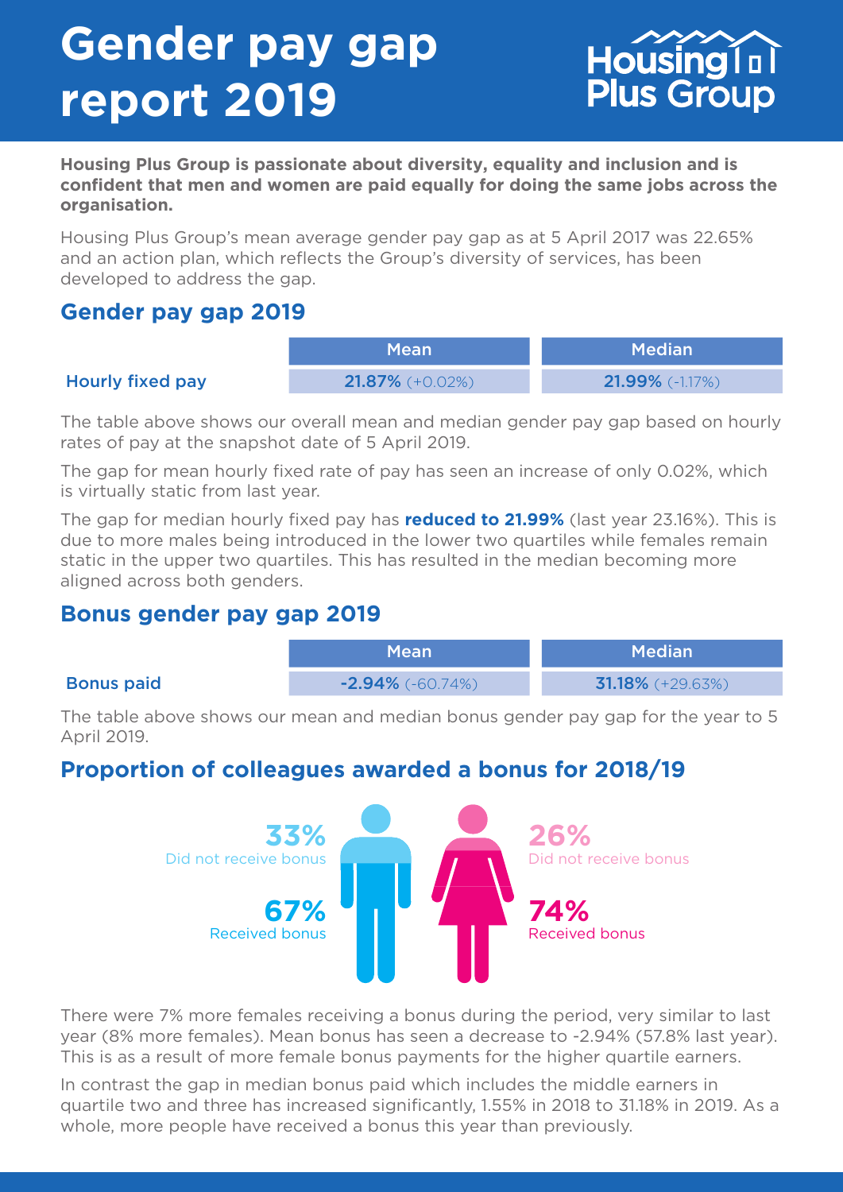# Gender pay gap report 2019

Housing Plus Group

**Housing Plus Group is passionate about diversity, equality and inclusion and is confident that men and women are paid equally for doing the same jobs across the organisation.**

Housing Plus Group's mean average gender pay gap as at 5 April 2017 was 22.65% and an action plan, which reflects the Group's diversity of services, has been developed to address the gap.

## Gender pay gap 2019

| | Mean | Median |
|---|---|---|
| Hourly fixed pay | **21.87%** (+0.02%) | **21.99%** (-1.17%) |

The table above shows our overall mean and median gender pay gap based on hourly rates of pay at the snapshot date of 5 April 2019.

The gap for mean hourly fixed rate of pay has seen an increase of only 0.02%, which is virtually static from last year.

The gap for median hourly fixed pay has **reduced to 21.99%** (last year 23.16%). This is due to more males being introduced in the lower two quartiles while females remain static in the upper two quartiles. This has resulted in the median becoming more aligned across both genders.

## Bonus gender pay gap 2019

| | Mean | Median |
|---|---|---|
| Bonus paid | **-2.94%** (-60.74%) | **31.18%** (+29.63%) |

The table above shows our mean and median bonus gender pay gap for the year to 5 April 2019.

## Proportion of colleagues awarded a bonus for 2018/19

**33%** Did not receive bonus

**67%** Received bonus

**26%** Did not receive bonus

**74%** Received bonus

There were 7% more females receiving a bonus during the period, very similar to last year (8% more females). Mean bonus has seen a decrease to -2.94% (57.8% last year). This is as a result of more female bonus payments for the higher quartile earners.

In contrast the gap in median bonus paid which includes the middle earners in quartile two and three has increased significantly, 1.55% in 2018 to 31.18% in 2019. As a whole, more people have received a bonus this year than previously.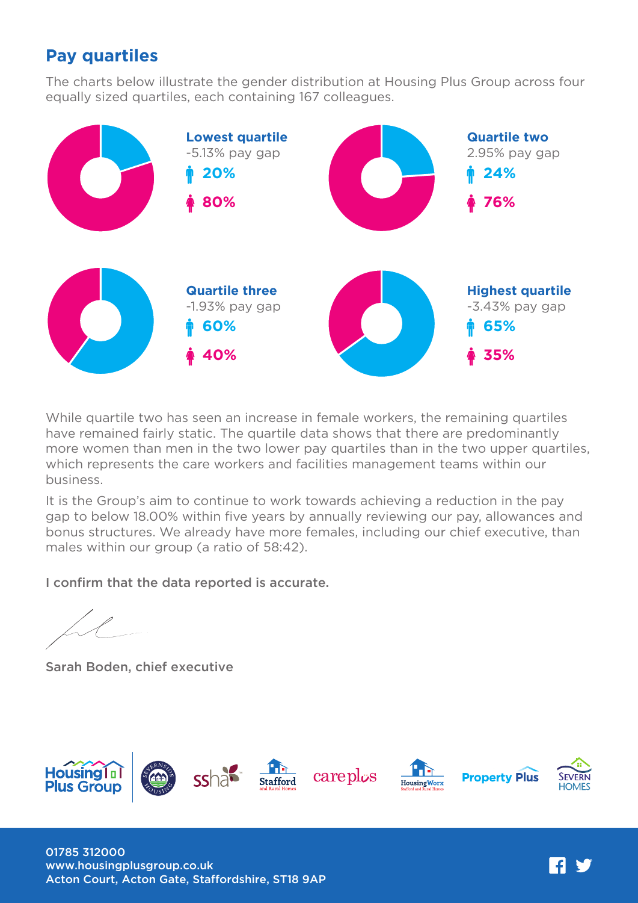## Pay quartiles

The charts below illustrate the gender distribution at Housing Plus Group across four equally sized quartiles, each containing 167 colleagues.

**Lowest quartile**
-5.13% pay gap
**20%**
**80%**

**Quartile two**
2.95% pay gap
**24%**
**76%**

**Quartile three**
-1.93% pay gap
**60%**
**40%**

**Highest quartile**
-3.43% pay gap
**65%**
**35%**

While quartile two has seen an increase in female workers, the remaining quartiles have remained fairly static. The quartile data shows that there are predominantly more women than men in the two lower pay quartiles than in the two upper quartiles, which represents the care workers and facilities management teams within our business.

It is the Group's aim to continue to work towards achieving a reduction in the pay gap to below 18.00% within five years by annually reviewing our pay, allowances and bonus structures. We already have more females, including our chief executive, than males within our group (a ratio of 58:42).

**I confirm that the data reported is accurate.**

Sarah Boden, chief executive

01785 312000
www.housingplusgroup.co.uk
Acton Court, Acton Gate, Staffordshire, ST18 9AP